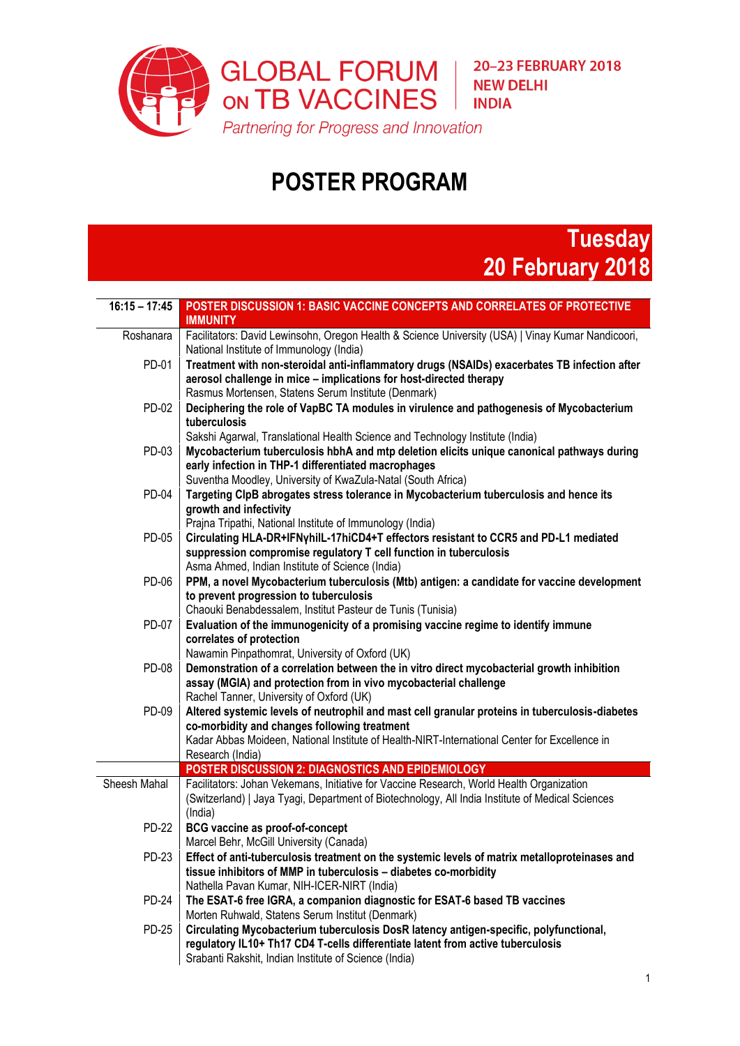# GLOBAL FORUM ON TB VACCINES

**20–23 FEBRUARY 2018**
**NEW DELHI**
**INDIA**

*Partnering for Progress and Innovation*

# POSTER PROGRAM

## Tuesday 20 February 2018

| 16:15 – 17:45 | **POSTER DISCUSSION 1: BASIC VACCINE CONCEPTS AND CORRELATES OF PROTECTIVE IMMUNITY** |
|---|---|
| Roshanara | Facilitators: David Lewinsohn, Oregon Health & Science University (USA) \| Vinay Kumar Nandicoori, National Institute of Immunology (India) |
| PD-01 | **Treatment with non-steroidal anti-inflammatory drugs (NSAIDs) exacerbates TB infection after aerosol challenge in mice – implications for host-directed therapy**<br>Rasmus Mortensen, Statens Serum Institute (Denmark) |
| PD-02 | **Deciphering the role of VapBC TA modules in virulence and pathogenesis of Mycobacterium tuberculosis**<br>Sakshi Agarwal, Translational Health Science and Technology Institute (India) |
| PD-03 | **Mycobacterium tuberculosis hbhA and mtp deletion elicits unique canonical pathways during early infection in THP-1 differentiated macrophages**<br>Suventha Moodley, University of KwaZula-Natal (South Africa) |
| PD-04 | **Targeting ClpB abrogates stress tolerance in Mycobacterium tuberculosis and hence its growth and infectivity**<br>Prajna Tripathi, National Institute of Immunology (India) |
| PD-05 | **Circulating HLA-DR+IFNγhiIL-17hiCD4+T effectors resistant to CCR5 and PD-L1 mediated suppression compromise regulatory T cell function in tuberculosis**<br>Asma Ahmed, Indian Institute of Science (India) |
| PD-06 | **PPM, a novel Mycobacterium tuberculosis (Mtb) antigen: a candidate for vaccine development to prevent progression to tuberculosis**<br>Chaouki Benabdessalem, Institut Pasteur de Tunis (Tunisia) |
| PD-07 | **Evaluation of the immunogenicity of a promising vaccine regime to identify immune correlates of protection**<br>Nawamin Pinpathomrat, University of Oxford (UK) |
| PD-08 | **Demonstration of a correlation between the in vitro direct mycobacterial growth inhibition assay (MGIA) and protection from in vivo mycobacterial challenge**<br>Rachel Tanner, University of Oxford (UK) |
| PD-09 | **Altered systemic levels of neutrophil and mast cell granular proteins in tuberculosis-diabetes co-morbidity and changes following treatment**<br>Kadar Abbas Moideen, National Institute of Health-NIRT-International Center for Excellence in Research (India) |
| | **POSTER DISCUSSION 2: DIAGNOSTICS AND EPIDEMIOLOGY** |
| Sheesh Mahal | Facilitators: Johan Vekemans, Initiative for Vaccine Research, World Health Organization (Switzerland) \| Jaya Tyagi, Department of Biotechnology, All India Institute of Medical Sciences (India) |
| PD-22 | **BCG vaccine as proof-of-concept**<br>Marcel Behr, McGill University (Canada) |
| PD-23 | **Effect of anti-tuberculosis treatment on the systemic levels of matrix metalloproteinases and tissue inhibitors of MMP in tuberculosis – diabetes co-morbidity**<br>Nathella Pavan Kumar, NIH-ICER-NIRT (India) |
| PD-24 | **The ESAT-6 free IGRA, a companion diagnostic for ESAT-6 based TB vaccines**<br>Morten Ruhwald, Statens Serum Institut (Denmark) |
| PD-25 | **Circulating Mycobacterium tuberculosis DosR latency antigen-specific, polyfunctional, regulatory IL10+ Th17 CD4 T-cells differentiate latent from active tuberculosis**<br>Srabanti Rakshit, Indian Institute of Science (India) |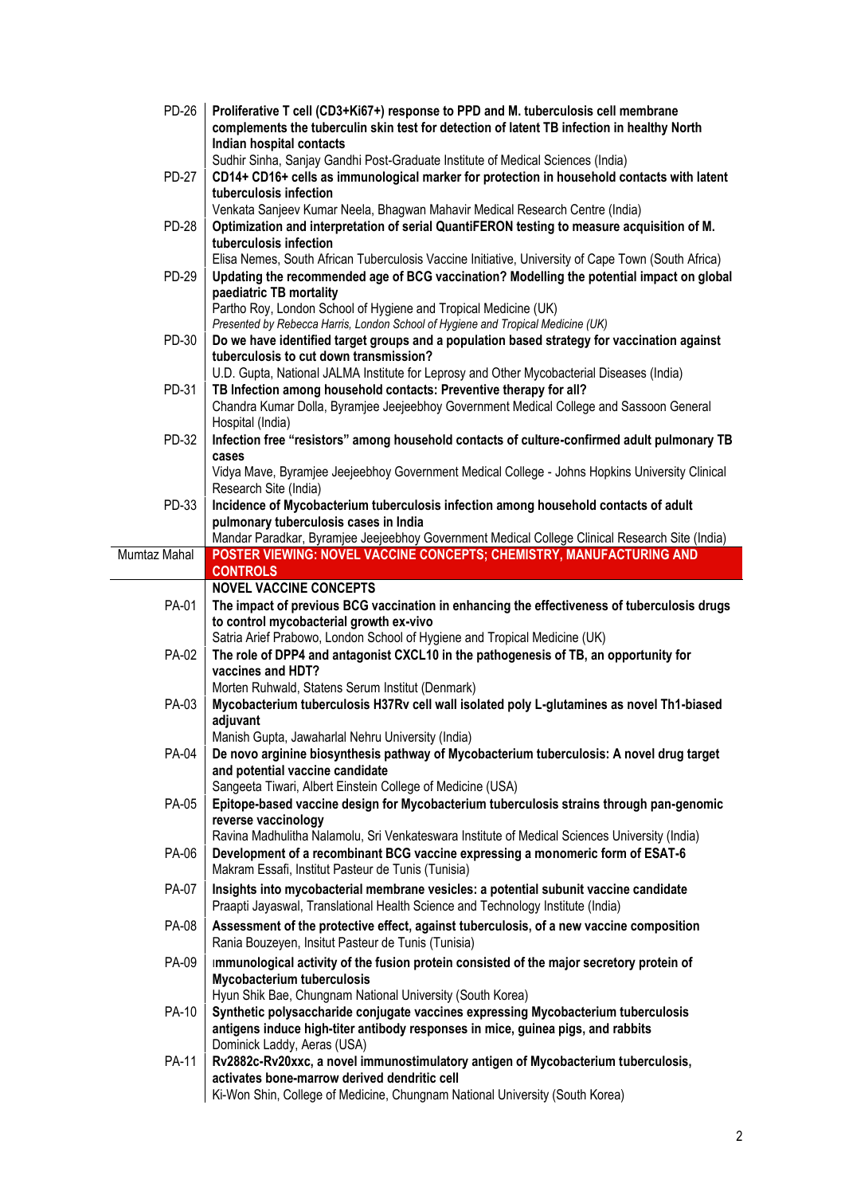| | |
|---|---|
| PD-26 | **Proliferative T cell (CD3+Ki67+) response to PPD and M. tuberculosis cell membrane complements the tuberculin skin test for detection of latent TB infection in healthy North Indian hospital contacts**<br>Sudhir Sinha, Sanjay Gandhi Post-Graduate Institute of Medical Sciences (India) |
| PD-27 | **CD14+ CD16+ cells as immunological marker for protection in household contacts with latent tuberculosis infection**<br>Venkata Sanjeev Kumar Neela, Bhagwan Mahavir Medical Research Centre (India) |
| PD-28 | **Optimization and interpretation of serial QuantiFERON testing to measure acquisition of M. tuberculosis infection**<br>Elisa Nemes, South African Tuberculosis Vaccine Initiative, University of Cape Town (South Africa) |
| PD-29 | **Updating the recommended age of BCG vaccination? Modelling the potential impact on global paediatric TB mortality**<br>Partho Roy, London School of Hygiene and Tropical Medicine (UK)<br>*Presented by Rebecca Harris, London School of Hygiene and Tropical Medicine (UK)* |
| PD-30 | **Do we have identified target groups and a population based strategy for vaccination against tuberculosis to cut down transmission?**<br>U.D. Gupta, National JALMA Institute for Leprosy and Other Mycobacterial Diseases (India) |
| PD-31 | **TB Infection among household contacts: Preventive therapy for all?**<br>Chandra Kumar Dolla, Byramjee Jeejeebhoy Government Medical College and Sassoon General Hospital (India) |
| PD-32 | **Infection free "resistors" among household contacts of culture-confirmed adult pulmonary TB cases**<br>Vidya Mave, Byramjee Jeejeebhoy Government Medical College - Johns Hopkins University Clinical Research Site (India) |
| PD-33 | **Incidence of Mycobacterium tuberculosis infection among household contacts of adult pulmonary tuberculosis cases in India**<br>Mandar Paradkar, Byramjee Jeejeebhoy Government Medical College Clinical Research Site (India) |
| Mumtaz Mahal | **POSTER VIEWING: NOVEL VACCINE CONCEPTS; CHEMISTRY, MANUFACTURING AND CONTROLS** |
| | **NOVEL VACCINE CONCEPTS** |
| PA-01 | **The impact of previous BCG vaccination in enhancing the effectiveness of tuberculosis drugs to control mycobacterial growth ex-vivo**<br>Satria Arief Prabowo, London School of Hygiene and Tropical Medicine (UK) |
| PA-02 | **The role of DPP4 and antagonist CXCL10 in the pathogenesis of TB, an opportunity for vaccines and HDT?**<br>Morten Ruhwald, Statens Serum Institut (Denmark) |
| PA-03 | **Mycobacterium tuberculosis H37Rv cell wall isolated poly L-glutamines as novel Th1-biased adjuvant**<br>Manish Gupta, Jawaharlal Nehru University (India) |
| PA-04 | **De novo arginine biosynthesis pathway of Mycobacterium tuberculosis: A novel drug target and potential vaccine candidate**<br>Sangeeta Tiwari, Albert Einstein College of Medicine (USA) |
| PA-05 | **Epitope-based vaccine design for Mycobacterium tuberculosis strains through pan-genomic reverse vaccinology**<br>Ravina Madhulitha Nalamolu, Sri Venkateswara Institute of Medical Sciences University (India) |
| PA-06 | **Development of a recombinant BCG vaccine expressing a monomeric form of ESAT-6**<br>Makram Essafi, Institut Pasteur de Tunis (Tunisia) |
| PA-07 | **Insights into mycobacterial membrane vesicles: a potential subunit vaccine candidate**<br>Praapti Jayaswal, Translational Health Science and Technology Institute (India) |
| PA-08 | **Assessment of the protective effect, against tuberculosis, of a new vaccine composition**<br>Rania Bouzeyen, Insitut Pasteur de Tunis (Tunisia) |
| PA-09 | **Immunological activity of the fusion protein consisted of the major secretory protein of Mycobacterium tuberculosis**<br>Hyun Shik Bae, Chungnam National University (South Korea) |
| PA-10 | **Synthetic polysaccharide conjugate vaccines expressing Mycobacterium tuberculosis antigens induce high-titer antibody responses in mice, guinea pigs, and rabbits**<br>Dominick Laddy, Aeras (USA) |
| PA-11 | **Rv2882c-Rv20xxc, a novel immunostimulatory antigen of Mycobacterium tuberculosis, activates bone-marrow derived dendritic cell**<br>Ki-Won Shin, College of Medicine, Chungnam National University (South Korea) |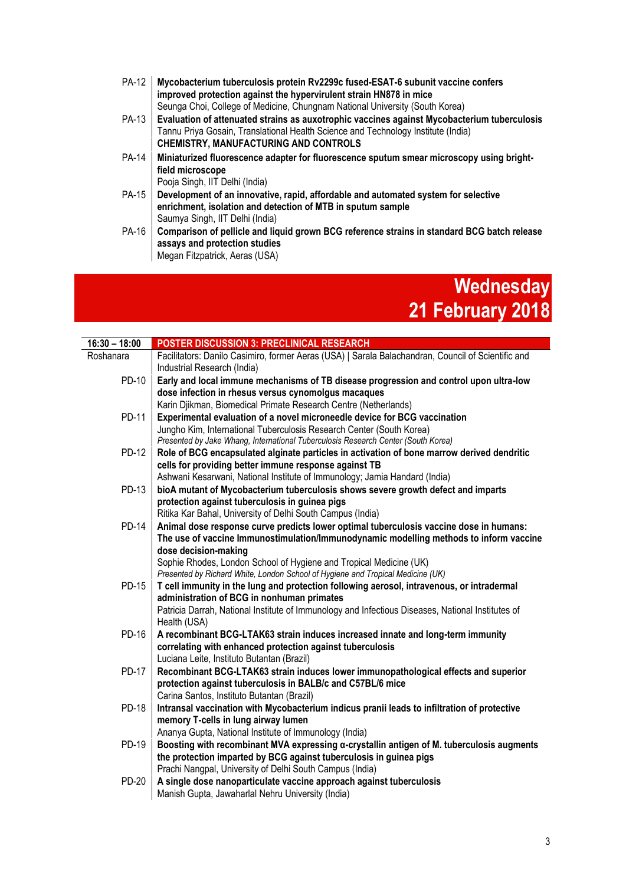| | |
|---|---|
| PA-12 | **Mycobacterium tuberculosis protein Rv2299c fused-ESAT-6 subunit vaccine confers improved protection against the hypervirulent strain HN878 in mice**<br>Seunga Choi, College of Medicine, Chungnam National University (South Korea) |
| PA-13 | **Evaluation of attenuated strains as auxotrophic vaccines against Mycobacterium tuberculosis**<br>Tannu Priya Gosain, Translational Health Science and Technology Institute (India) |
| | **CHEMISTRY, MANUFACTURING AND CONTROLS** |
| PA-14 | **Miniaturized fluorescence adapter for fluorescence sputum smear microscopy using bright-field microscope**<br>Pooja Singh, IIT Delhi (India) |
| PA-15 | **Development of an innovative, rapid, affordable and automated system for selective enrichment, isolation and detection of MTB in sputum sample**<br>Saumya Singh, IIT Delhi (India) |
| PA-16 | **Comparison of pellicle and liquid grown BCG reference strains in standard BCG batch release assays and protection studies**<br>Megan Fitzpatrick, Aeras (USA) |

# Wednesday 21 February 2018

| 16:30 – 18:00 | POSTER DISCUSSION 3: PRECLINICAL RESEARCH |
|---|---|
| Roshanara | Facilitators: Danilo Casimiro, former Aeras (USA) \| Sarala Balachandran, Council of Scientific and Industrial Research (India) |
| PD-10 | **Early and local immune mechanisms of TB disease progression and control upon ultra-low dose infection in rhesus versus cynomolgus macaques**<br>Karin Djikman, Biomedical Primate Research Centre (Netherlands) |
| PD-11 | **Experimental evaluation of a novel microneedle device for BCG vaccination**<br>Jungho Kim, International Tuberculosis Research Center (South Korea)<br>*Presented by Jake Whang, International Tuberculosis Research Center (South Korea)* |
| PD-12 | **Role of BCG encapsulated alginate particles in activation of bone marrow derived dendritic cells for providing better immune response against TB**<br>Ashwani Kesarwani, National Institute of Immunology; Jamia Handard (India) |
| PD-13 | **bioA mutant of Mycobacterium tuberculosis shows severe growth defect and imparts protection against tuberculosis in guinea pigs**<br>Ritika Kar Bahal, University of Delhi South Campus (India) |
| PD-14 | **Animal dose response curve predicts lower optimal tuberculosis vaccine dose in humans: The use of vaccine Immunostimulation/Immunodynamic modelling methods to inform vaccine dose decision-making**<br>Sophie Rhodes, London School of Hygiene and Tropical Medicine (UK)<br>*Presented by Richard White, London School of Hygiene and Tropical Medicine (UK)* |
| PD-15 | **T cell immunity in the lung and protection following aerosol, intravenous, or intradermal administration of BCG in nonhuman primates**<br>Patricia Darrah, National Institute of Immunology and Infectious Diseases, National Institutes of Health (USA) |
| PD-16 | **A recombinant BCG-LTAK63 strain induces increased innate and long-term immunity correlating with enhanced protection against tuberculosis**<br>Luciana Leite, Instituto Butantan (Brazil) |
| PD-17 | **Recombinant BCG-LTAK63 strain induces lower immunopathological effects and superior protection against tuberculosis in BALB/c and C57BL/6 mice**<br>Carina Santos, Instituto Butantan (Brazil) |
| PD-18 | **Intransal vaccination with Mycobacterium indicus pranii leads to infiltration of protective memory T-cells in lung airway lumen**<br>Ananya Gupta, National Institute of Immunology (India) |
| PD-19 | **Boosting with recombinant MVA expressing α-crystallin antigen of M. tuberculosis augments the protection imparted by BCG against tuberculosis in guinea pigs**<br>Prachi Nangpal, University of Delhi South Campus (India) |
| PD-20 | **A single dose nanoparticulate vaccine approach against tuberculosis**<br>Manish Gupta, Jawaharlal Nehru University (India) |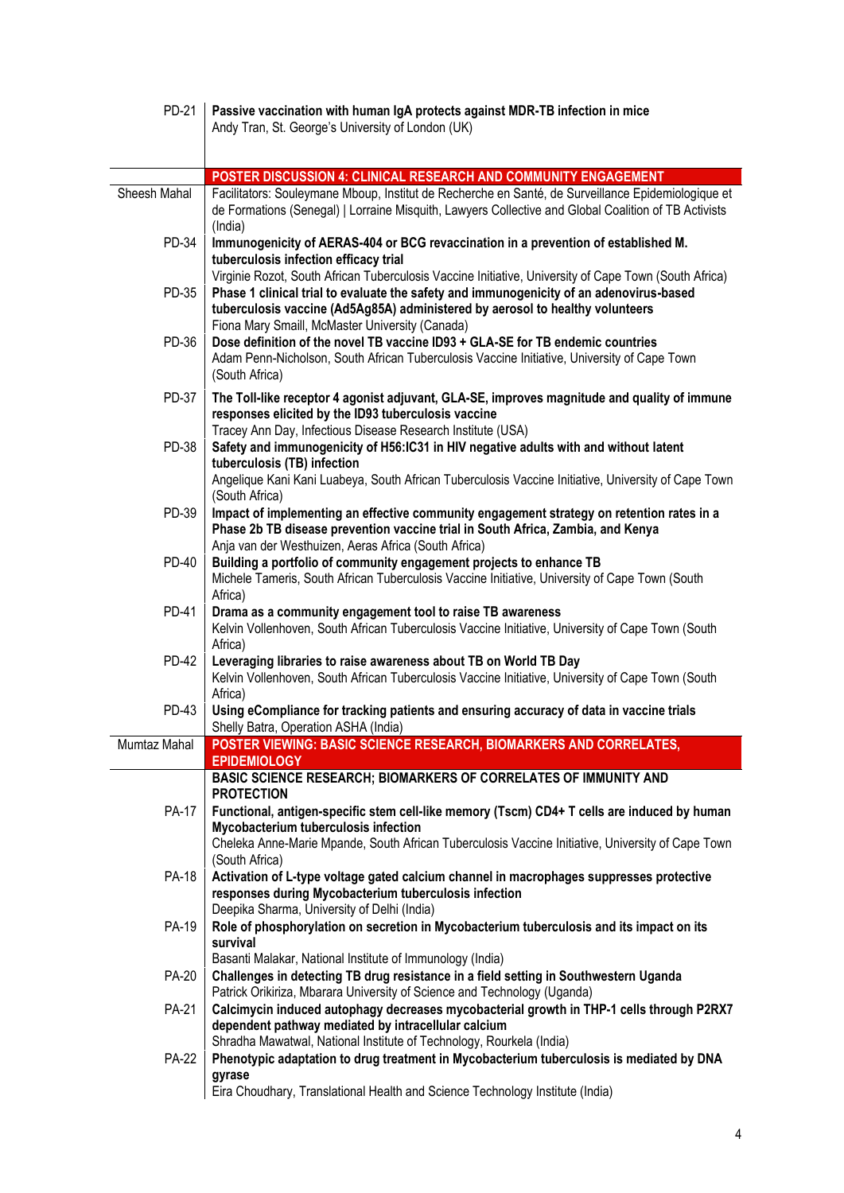| | |
|---|---|
| PD-21 | **Passive vaccination with human IgA protects against MDR-TB infection in mice**<br>Andy Tran, St. George's University of London (UK) |
| | **POSTER DISCUSSION 4: CLINICAL RESEARCH AND COMMUNITY ENGAGEMENT** |
| Sheesh Mahal | Facilitators: Souleymane Mboup, Institut de Recherche en Santé, de Surveillance Epidemiologique et de Formations (Senegal) \| Lorraine Misquith, Lawyers Collective and Global Coalition of TB Activists (India) |
| PD-34 | **Immunogenicity of AERAS-404 or BCG revaccination in a prevention of established M. tuberculosis infection efficacy trial**<br>Virginie Rozot, South African Tuberculosis Vaccine Initiative, University of Cape Town (South Africa) |
| PD-35 | **Phase 1 clinical trial to evaluate the safety and immunogenicity of an adenovirus-based tuberculosis vaccine (Ad5Ag85A) administered by aerosol to healthy volunteers**<br>Fiona Mary Smaill, McMaster University (Canada) |
| PD-36 | **Dose definition of the novel TB vaccine ID93 + GLA-SE for TB endemic countries**<br>Adam Penn-Nicholson, South African Tuberculosis Vaccine Initiative, University of Cape Town (South Africa) |
| PD-37 | **The Toll-like receptor 4 agonist adjuvant, GLA-SE, improves magnitude and quality of immune responses elicited by the ID93 tuberculosis vaccine**<br>Tracey Ann Day, Infectious Disease Research Institute (USA) |
| PD-38 | **Safety and immunogenicity of H56:IC31 in HIV negative adults with and without latent tuberculosis (TB) infection**<br>Angelique Kani Kani Luabeya, South African Tuberculosis Vaccine Initiative, University of Cape Town (South Africa) |
| PD-39 | **Impact of implementing an effective community engagement strategy on retention rates in a Phase 2b TB disease prevention vaccine trial in South Africa, Zambia, and Kenya**<br>Anja van der Westhuizen, Aeras Africa (South Africa) |
| PD-40 | **Building a portfolio of community engagement projects to enhance TB**<br>Michele Tameris, South African Tuberculosis Vaccine Initiative, University of Cape Town (South Africa) |
| PD-41 | **Drama as a community engagement tool to raise TB awareness**<br>Kelvin Vollenhoven, South African Tuberculosis Vaccine Initiative, University of Cape Town (South Africa) |
| PD-42 | **Leveraging libraries to raise awareness about TB on World TB Day**<br>Kelvin Vollenhoven, South African Tuberculosis Vaccine Initiative, University of Cape Town (South Africa) |
| PD-43 | **Using eCompliance for tracking patients and ensuring accuracy of data in vaccine trials**<br>Shelly Batra, Operation ASHA (India) |
| Mumtaz Mahal | **POSTER VIEWING: BASIC SCIENCE RESEARCH, BIOMARKERS AND CORRELATES, EPIDEMIOLOGY** |
| | **BASIC SCIENCE RESEARCH; BIOMARKERS OF CORRELATES OF IMMUNITY AND PROTECTION** |
| PA-17 | **Functional, antigen-specific stem cell-like memory (Tscm) CD4+ T cells are induced by human Mycobacterium tuberculosis infection**<br>Cheleka Anne-Marie Mpande, South African Tuberculosis Vaccine Initiative, University of Cape Town (South Africa) |
| PA-18 | **Activation of L-type voltage gated calcium channel in macrophages suppresses protective responses during Mycobacterium tuberculosis infection**<br>Deepika Sharma, University of Delhi (India) |
| PA-19 | **Role of phosphorylation on secretion in Mycobacterium tuberculosis and its impact on its survival**<br>Basanti Malakar, National Institute of Immunology (India) |
| PA-20 | **Challenges in detecting TB drug resistance in a field setting in Southwestern Uganda**<br>Patrick Orikiriza, Mbarara University of Science and Technology (Uganda) |
| PA-21 | **Calcimycin induced autophagy decreases mycobacterial growth in THP-1 cells through P2RX7 dependent pathway mediated by intracellular calcium**<br>Shradha Mawatwal, National Institute of Technology, Rourkela (India) |
| PA-22 | **Phenotypic adaptation to drug treatment in Mycobacterium tuberculosis is mediated by DNA gyrase**<br>Eira Choudhary, Translational Health and Science Technology Institute (India) |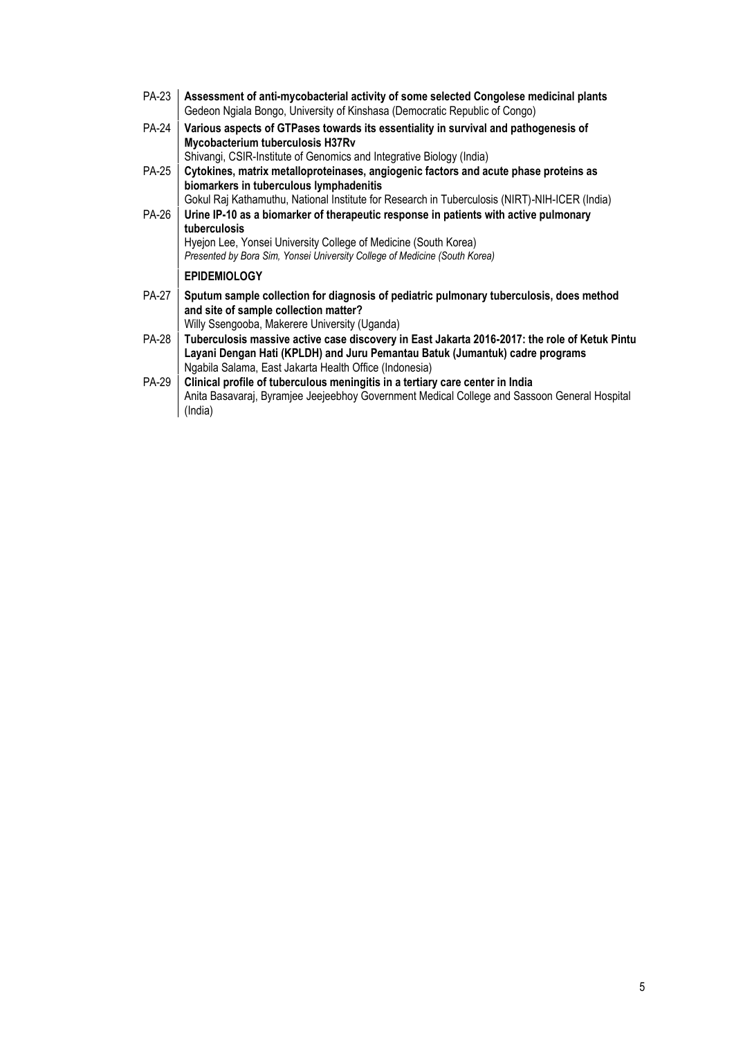PA-23 **Assessment of anti-mycobacterial activity of some selected Congolese medicinal plants**
Gedeon Ngiala Bongo, University of Kinshasa (Democratic Republic of Congo)

PA-24 **Various aspects of GTPases towards its essentiality in survival and pathogenesis of Mycobacterium tuberculosis H37Rv**
Shivangi, CSIR-Institute of Genomics and Integrative Biology (India)

PA-25 **Cytokines, matrix metalloproteinases, angiogenic factors and acute phase proteins as biomarkers in tuberculous lymphadenitis**
Gokul Raj Kathamuthu, National Institute for Research in Tuberculosis (NIRT)-NIH-ICER (India)

PA-26 **Urine IP-10 as a biomarker of therapeutic response in patients with active pulmonary tuberculosis**
Hyejon Lee, Yonsei University College of Medicine (South Korea)
*Presented by Bora Sim, Yonsei University College of Medicine (South Korea)*

## EPIDEMIOLOGY

PA-27 **Sputum sample collection for diagnosis of pediatric pulmonary tuberculosis, does method and site of sample collection matter?**
Willy Ssengooba, Makerere University (Uganda)

PA-28 **Tuberculosis massive active case discovery in East Jakarta 2016-2017: the role of Ketuk Pintu Layani Dengan Hati (KPLDH) and Juru Pemantau Batuk (Jumantuk) cadre programs**
Ngabila Salama, East Jakarta Health Office (Indonesia)

PA-29 **Clinical profile of tuberculous meningitis in a tertiary care center in India**
Anita Basavaraj, Byramjee Jeejeebhoy Government Medical College and Sassoon General Hospital (India)